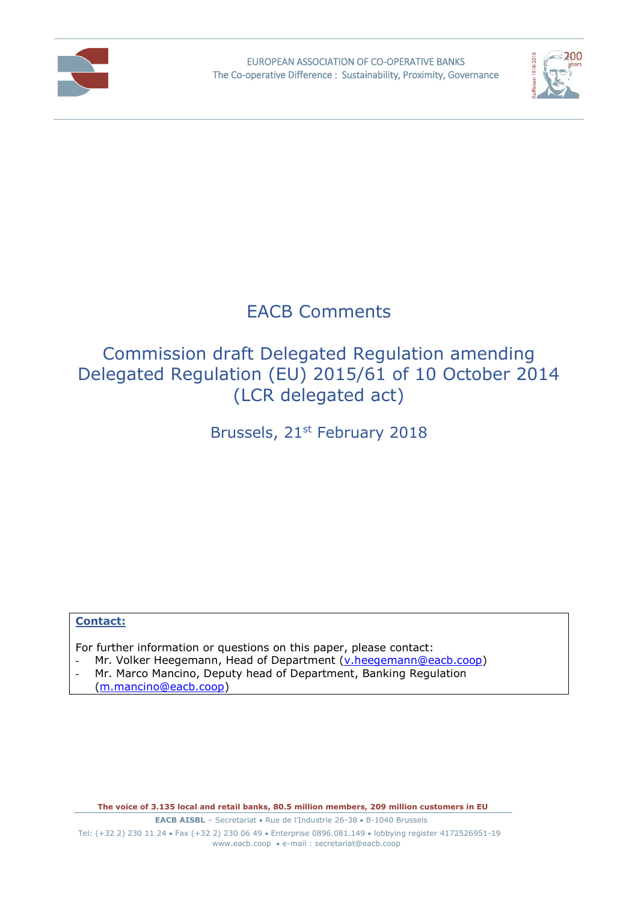EUROPEAN ASSOCIATION OF CO-OPERATIVE BANKS
The Co-operative Difference : Sustainability, Proximity, Governance

# EACB Comments

# Commission draft Delegated Regulation amending Delegated Regulation (EU) 2015/61 of 10 October 2014 (LCR delegated act)

Brussels, 21st February 2018

**Contact:**

For further information or questions on this paper, please contact:

- Mr. Volker Heegemann, Head of Department (v.heegemann@eacb.coop)
- Mr. Marco Mancino, Deputy head of Department, Banking Regulation (m.mancino@eacb.coop)

**The voice of 3.135 local and retail banks, 80.5 million members, 209 million customers in EU**

**EACB AISBL** – Secretariat • Rue de l'Industrie 26-38 • B-1040 Brussels

Tel: (+32 2) 230 11 24 • Fax (+32 2) 230 06 49 • Enterprise 0896.081.149 • lobbying register 4172526951-19

www.eacb.coop • e-mail : secretariat@eacb.coop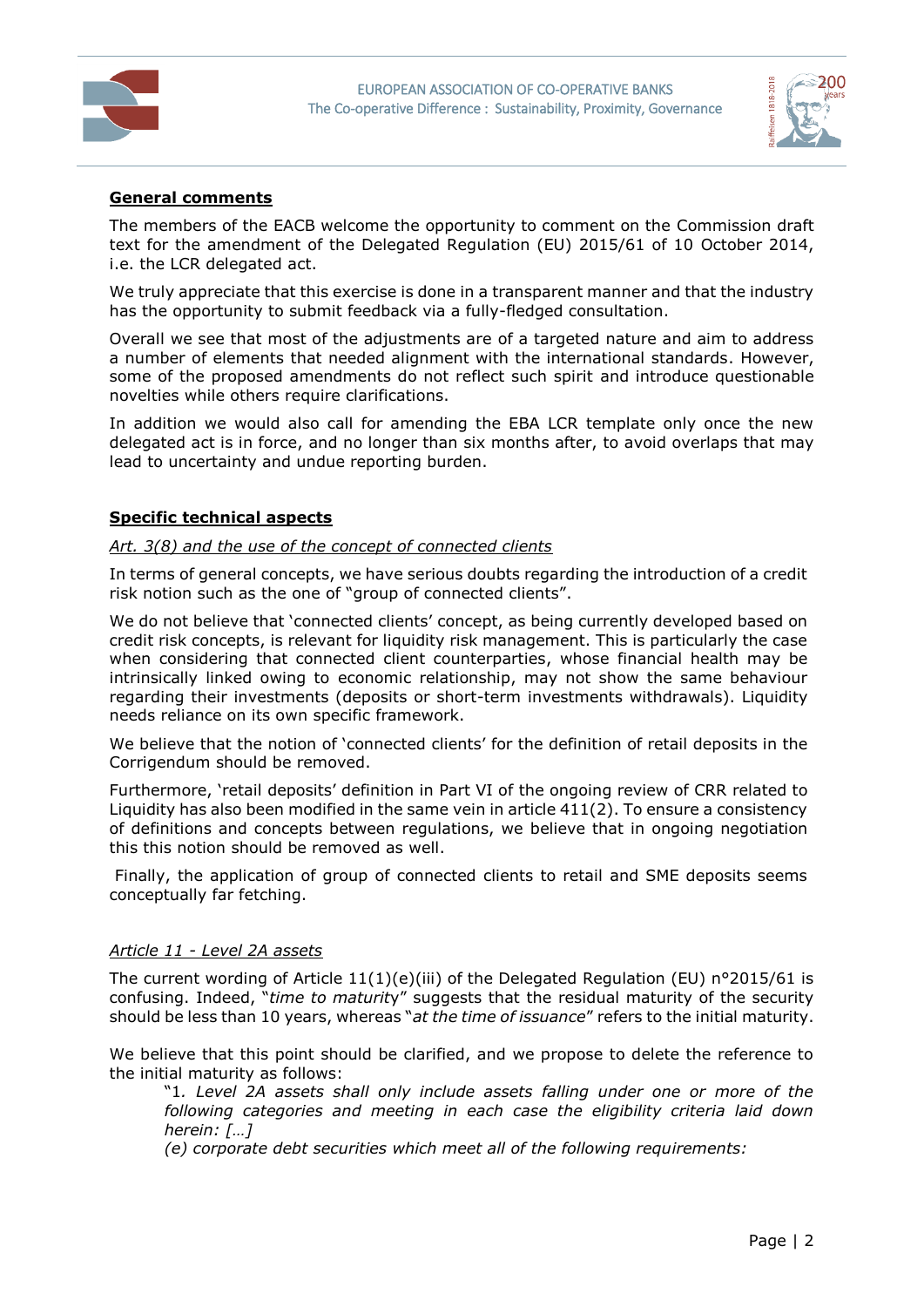**General comments**

The members of the EACB welcome the opportunity to comment on the Commission draft text for the amendment of the Delegated Regulation (EU) 2015/61 of 10 October 2014, i.e. the LCR delegated act.

We truly appreciate that this exercise is done in a transparent manner and that the industry has the opportunity to submit feedback via a fully-fledged consultation.

Overall we see that most of the adjustments are of a targeted nature and aim to address a number of elements that needed alignment with the international standards. However, some of the proposed amendments do not reflect such spirit and introduce questionable novelties while others require clarifications.

In addition we would also call for amending the EBA LCR template only once the new delegated act is in force, and no longer than six months after, to avoid overlaps that may lead to uncertainty and undue reporting burden.

**Specific technical aspects**

*Art. 3(8) and the use of the concept of connected clients*

In terms of general concepts, we have serious doubts regarding the introduction of a credit risk notion such as the one of "group of connected clients".

We do not believe that 'connected clients' concept, as being currently developed based on credit risk concepts, is relevant for liquidity risk management. This is particularly the case when considering that connected client counterparties, whose financial health may be intrinsically linked owing to economic relationship, may not show the same behaviour regarding their investments (deposits or short-term investments withdrawals). Liquidity needs reliance on its own specific framework.

We believe that the notion of 'connected clients' for the definition of retail deposits in the Corrigendum should be removed.

Furthermore, 'retail deposits' definition in Part VI of the ongoing review of CRR related to Liquidity has also been modified in the same vein in article 411(2). To ensure a consistency of definitions and concepts between regulations, we believe that in ongoing negotiation this this notion should be removed as well.

Finally, the application of group of connected clients to retail and SME deposits seems conceptually far fetching.

*Article 11 - Level 2A assets*

The current wording of Article 11(1)(e)(iii) of the Delegated Regulation (EU) n°2015/61 is confusing. Indeed, "*time to maturity*" suggests that the residual maturity of the security should be less than 10 years, whereas "*at the time of issuance*" refers to the initial maturity.

We believe that this point should be clarified, and we propose to delete the reference to the initial maturity as follows:

> "1. *Level 2A assets shall only include assets falling under one or more of the following categories and meeting in each case the eligibility criteria laid down herein: […]*
>
> *(e) corporate debt securities which meet all of the following requirements:*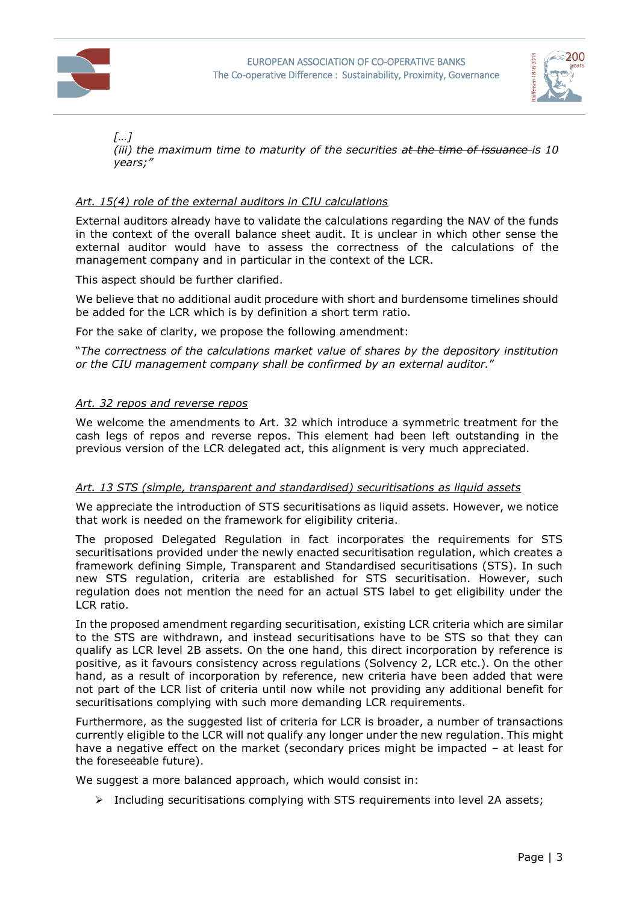*[…]*
*(iii) the maximum time to maturity of the securities ~~at the time of issuance~~ is 10 years;"*

*<u>Art. 15(4) role of the external auditors in CIU calculations</u>*

External auditors already have to validate the calculations regarding the NAV of the funds in the context of the overall balance sheet audit. It is unclear in which other sense the external auditor would have to assess the correctness of the calculations of the management company and in particular in the context of the LCR.

This aspect should be further clarified.

We believe that no additional audit procedure with short and burdensome timelines should be added for the LCR which is by definition a short term ratio.

For the sake of clarity, we propose the following amendment:

"*The correctness of the calculations market value of shares by the depository institution or the CIU management company shall be confirmed by an external auditor.*"

*<u>Art. 32 repos and reverse repos</u>*

We welcome the amendments to Art. 32 which introduce a symmetric treatment for the cash legs of repos and reverse repos. This element had been left outstanding in the previous version of the LCR delegated act, this alignment is very much appreciated.

*<u>Art. 13 STS (simple, transparent and standardised) securitisations as liquid assets</u>*

We appreciate the introduction of STS securitisations as liquid assets. However, we notice that work is needed on the framework for eligibility criteria.

The proposed Delegated Regulation in fact incorporates the requirements for STS securitisations provided under the newly enacted securitisation regulation, which creates a framework defining Simple, Transparent and Standardised securitisations (STS). In such new STS regulation, criteria are established for STS securitisation. However, such regulation does not mention the need for an actual STS label to get eligibility under the LCR ratio.

In the proposed amendment regarding securitisation, existing LCR criteria which are similar to the STS are withdrawn, and instead securitisations have to be STS so that they can qualify as LCR level 2B assets. On the one hand, this direct incorporation by reference is positive, as it favours consistency across regulations (Solvency 2, LCR etc.). On the other hand, as a result of incorporation by reference, new criteria have been added that were not part of the LCR list of criteria until now while not providing any additional benefit for securitisations complying with such more demanding LCR requirements.

Furthermore, as the suggested list of criteria for LCR is broader, a number of transactions currently eligible to the LCR will not qualify any longer under the new regulation. This might have a negative effect on the market (secondary prices might be impacted – at least for the foreseeable future).

We suggest a more balanced approach, which would consist in:

- Including securitisations complying with STS requirements into level 2A assets;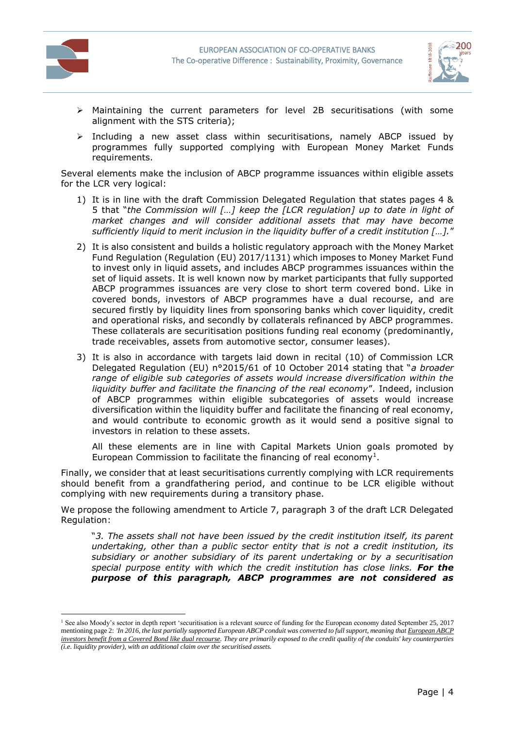- Maintaining the current parameters for level 2B securitisations (with some alignment with the STS criteria);
- Including a new asset class within securitisations, namely ABCP issued by programmes fully supported complying with European Money Market Funds requirements.

Several elements make the inclusion of ABCP programme issuances within eligible assets for the LCR very logical:

1) It is in line with the draft Commission Delegated Regulation that states pages 4 & 5 that "*the Commission will […] keep the [LCR regulation] up to date in light of market changes and will consider additional assets that may have become sufficiently liquid to merit inclusion in the liquidity buffer of a credit institution […].*"
2) It is also consistent and builds a holistic regulatory approach with the Money Market Fund Regulation (Regulation (EU) 2017/1131) which imposes to Money Market Fund to invest only in liquid assets, and includes ABCP programmes issuances within the set of liquid assets. It is well known now by market participants that fully supported ABCP programmes issuances are very close to short term covered bond. Like in covered bonds, investors of ABCP programmes have a dual recourse, and are secured firstly by liquidity lines from sponsoring banks which cover liquidity, credit and operational risks, and secondly by collaterals refinanced by ABCP programmes. These collaterals are securitisation positions funding real economy (predominantly, trade receivables, assets from automotive sector, consumer leases).
3) It is also in accordance with targets laid down in recital (10) of Commission LCR Delegated Regulation (EU) n°2015/61 of 10 October 2014 stating that "*a broader range of eligible sub categories of assets would increase diversification within the liquidity buffer and facilitate the financing of the real economy*". Indeed, inclusion of ABCP programmes within eligible subcategories of assets would increase diversification within the liquidity buffer and facilitate the financing of real economy, and would contribute to economic growth as it would send a positive signal to investors in relation to these assets.

   All these elements are in line with Capital Markets Union goals promoted by European Commission to facilitate the financing of real economy[1].

Finally, we consider that at least securitisations currently complying with LCR requirements should benefit from a grandfathering period, and continue to be LCR eligible without complying with new requirements during a transitory phase.

We propose the following amendment to Article 7, paragraph 3 of the draft LCR Delegated Regulation:

> "*3. The assets shall not have been issued by the credit institution itself, its parent undertaking, other than a public sector entity that is not a credit institution, its subsidiary or another subsidiary of its parent undertaking or by a securitisation special purpose entity with which the credit institution has close links.* ***For the purpose of this paragraph, ABCP programmes are not considered as***

---

[1] See also Moody's sector in depth report 'securitisation is a relevant source of funding for the European economy dated September 25, 2017 mentioning page 2: *'In 2016, the last partially supported European ABCP conduit was converted to full support, meaning that European ABCP investors benefit from a Covered Bond like dual recourse. They are primarily exposed to the credit quality of the conduits' key counterparties (i.e. liquidity provider), with an additional claim over the securitised assets.*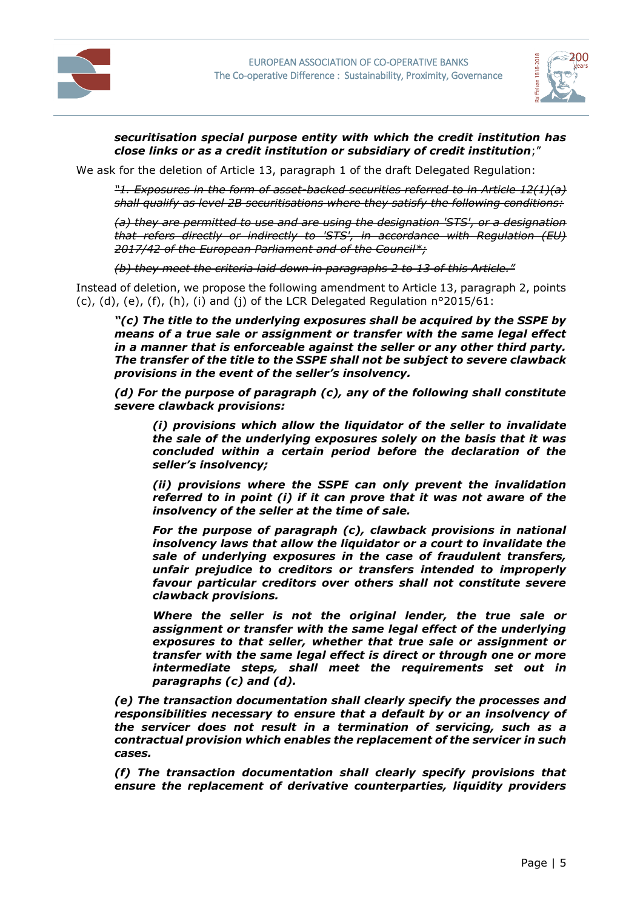***securitisation special purpose entity with which the credit institution has close links or as a credit institution or subsidiary of credit institution***;"

We ask for the deletion of Article 13, paragraph 1 of the draft Delegated Regulation:

> *~~"1. Exposures in the form of asset-backed securities referred to in Article 12(1)(a) shall qualify as level 2B securitisations where they satisfy the following conditions:~~*
>
> *~~(a) they are permitted to use and are using the designation 'STS', or a designation that refers directly or indirectly to 'STS', in accordance with Regulation (EU) 2017/42 of the European Parliament and of the Council*;~~*
>
> *~~(b) they meet the criteria laid down in paragraphs 2 to 13 of this Article."~~*

Instead of deletion, we propose the following amendment to Article 13, paragraph 2, points (c), (d), (e), (f), (h), (i) and (j) of the LCR Delegated Regulation n°2015/61:

> ***"(c) The title to the underlying exposures shall be acquired by the SSPE by means of a true sale or assignment or transfer with the same legal effect in a manner that is enforceable against the seller or any other third party. The transfer of the title to the SSPE shall not be subject to severe clawback provisions in the event of the seller's insolvency.***
>
> ***(d) For the purpose of paragraph (c), any of the following shall constitute severe clawback provisions:***
>
> > ***(i) provisions which allow the liquidator of the seller to invalidate the sale of the underlying exposures solely on the basis that it was concluded within a certain period before the declaration of the seller's insolvency;***
> >
> > ***(ii) provisions where the SSPE can only prevent the invalidation referred to in point (i) if it can prove that it was not aware of the insolvency of the seller at the time of sale.***
> >
> > ***For the purpose of paragraph (c), clawback provisions in national insolvency laws that allow the liquidator or a court to invalidate the sale of underlying exposures in the case of fraudulent transfers, unfair prejudice to creditors or transfers intended to improperly favour particular creditors over others shall not constitute severe clawback provisions.***
> >
> > ***Where the seller is not the original lender, the true sale or assignment or transfer with the same legal effect of the underlying exposures to that seller, whether that true sale or assignment or transfer with the same legal effect is direct or through one or more intermediate steps, shall meet the requirements set out in paragraphs (c) and (d).***
>
> ***(e) The transaction documentation shall clearly specify the processes and responsibilities necessary to ensure that a default by or an insolvency of the servicer does not result in a termination of servicing, such as a contractual provision which enables the replacement of the servicer in such cases.***
>
> ***(f) The transaction documentation shall clearly specify provisions that ensure the replacement of derivative counterparties, liquidity providers***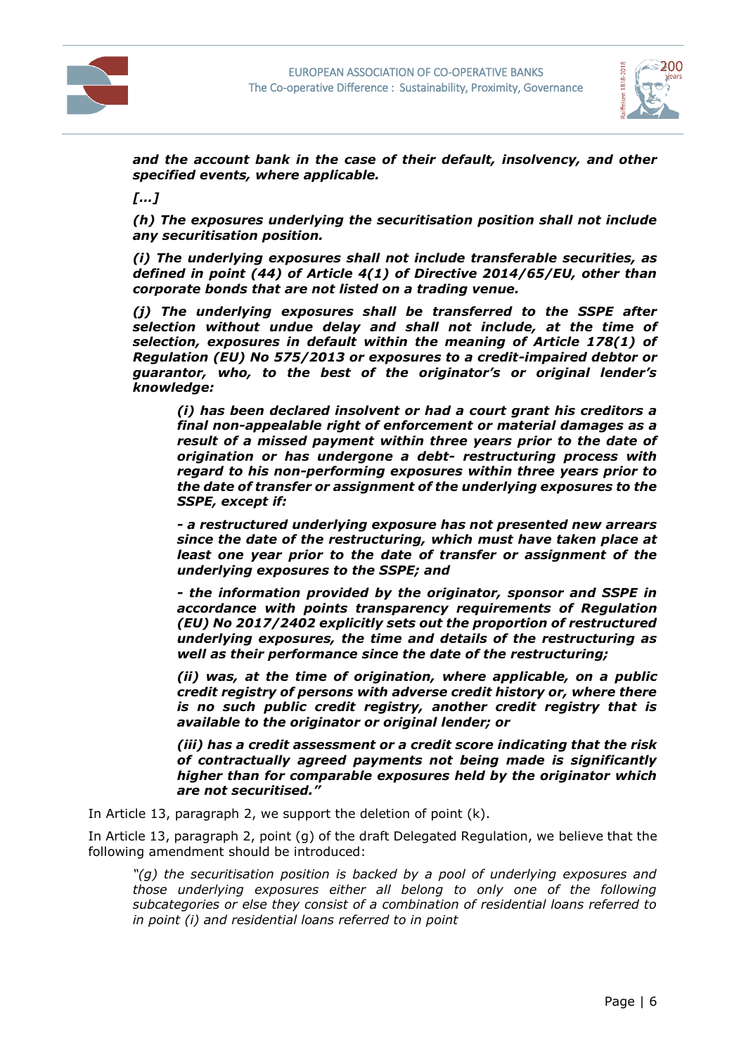***and the account bank in the case of their default, insolvency, and other specified events, where applicable.***

***[…]***

***(h) The exposures underlying the securitisation position shall not include any securitisation position.***

***(i) The underlying exposures shall not include transferable securities, as defined in point (44) of Article 4(1) of Directive 2014/65/EU, other than corporate bonds that are not listed on a trading venue.***

***(j) The underlying exposures shall be transferred to the SSPE after selection without undue delay and shall not include, at the time of selection, exposures in default within the meaning of Article 178(1) of Regulation (EU) No 575/2013 or exposures to a credit-impaired debtor or guarantor, who, to the best of the originator's or original lender's knowledge:***

> ***(i) has been declared insolvent or had a court grant his creditors a final non-appealable right of enforcement or material damages as a result of a missed payment within three years prior to the date of origination or has undergone a debt- restructuring process with regard to his non-performing exposures within three years prior to the date of transfer or assignment of the underlying exposures to the SSPE, except if:***
>
> ***- a restructured underlying exposure has not presented new arrears since the date of the restructuring, which must have taken place at least one year prior to the date of transfer or assignment of the underlying exposures to the SSPE; and***
>
> ***- the information provided by the originator, sponsor and SSPE in accordance with points transparency requirements of Regulation (EU) No 2017/2402 explicitly sets out the proportion of restructured underlying exposures, the time and details of the restructuring as well as their performance since the date of the restructuring;***
>
> ***(ii) was, at the time of origination, where applicable, on a public credit registry of persons with adverse credit history or, where there is no such public credit registry, another credit registry that is available to the originator or original lender; or***
>
> ***(iii) has a credit assessment or a credit score indicating that the risk of contractually agreed payments not being made is significantly higher than for comparable exposures held by the originator which are not securitised."***

In Article 13, paragraph 2, we support the deletion of point (k).

In Article 13, paragraph 2, point (g) of the draft Delegated Regulation, we believe that the following amendment should be introduced:

> *"(g) the securitisation position is backed by a pool of underlying exposures and those underlying exposures either all belong to only one of the following subcategories or else they consist of a combination of residential loans referred to in point (i) and residential loans referred to in point*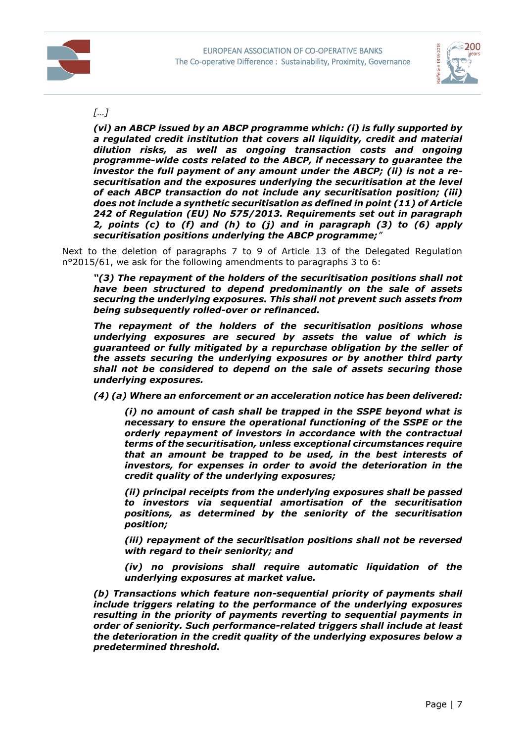*[…]*

***(vi) an ABCP issued by an ABCP programme which: (i) is fully supported by a regulated credit institution that covers all liquidity, credit and material dilution risks, as well as ongoing transaction costs and ongoing programme-wide costs related to the ABCP, if necessary to guarantee the investor the full payment of any amount under the ABCP; (ii) is not a re-securitisation and the exposures underlying the securitisation at the level of each ABCP transaction do not include any securitisation position; (iii) does not include a synthetic securitisation as defined in point (11) of Article 242 of Regulation (EU) No 575/2013. Requirements set out in paragraph 2, points (c) to (f) and (h) to (j) and in paragraph (3) to (6) apply securitisation positions underlying the ABCP programme;"***

Next to the deletion of paragraphs 7 to 9 of Article 13 of the Delegated Regulation n°2015/61, we ask for the following amendments to paragraphs 3 to 6:

***"(3) The repayment of the holders of the securitisation positions shall not have been structured to depend predominantly on the sale of assets securing the underlying exposures. This shall not prevent such assets from being subsequently rolled-over or refinanced.***

***The repayment of the holders of the securitisation positions whose underlying exposures are secured by assets the value of which is guaranteed or fully mitigated by a repurchase obligation by the seller of the assets securing the underlying exposures or by another third party shall not be considered to depend on the sale of assets securing those underlying exposures.***

***(4) (a) Where an enforcement or an acceleration notice has been delivered:***

***(i) no amount of cash shall be trapped in the SSPE beyond what is necessary to ensure the operational functioning of the SSPE or the orderly repayment of investors in accordance with the contractual terms of the securitisation, unless exceptional circumstances require that an amount be trapped to be used, in the best interests of investors, for expenses in order to avoid the deterioration in the credit quality of the underlying exposures;***

***(ii) principal receipts from the underlying exposures shall be passed to investors via sequential amortisation of the securitisation positions, as determined by the seniority of the securitisation position;***

***(iii) repayment of the securitisation positions shall not be reversed with regard to their seniority; and***

***(iv) no provisions shall require automatic liquidation of the underlying exposures at market value.***

***(b) Transactions which feature non-sequential priority of payments shall include triggers relating to the performance of the underlying exposures resulting in the priority of payments reverting to sequential payments in order of seniority. Such performance-related triggers shall include at least the deterioration in the credit quality of the underlying exposures below a predetermined threshold.***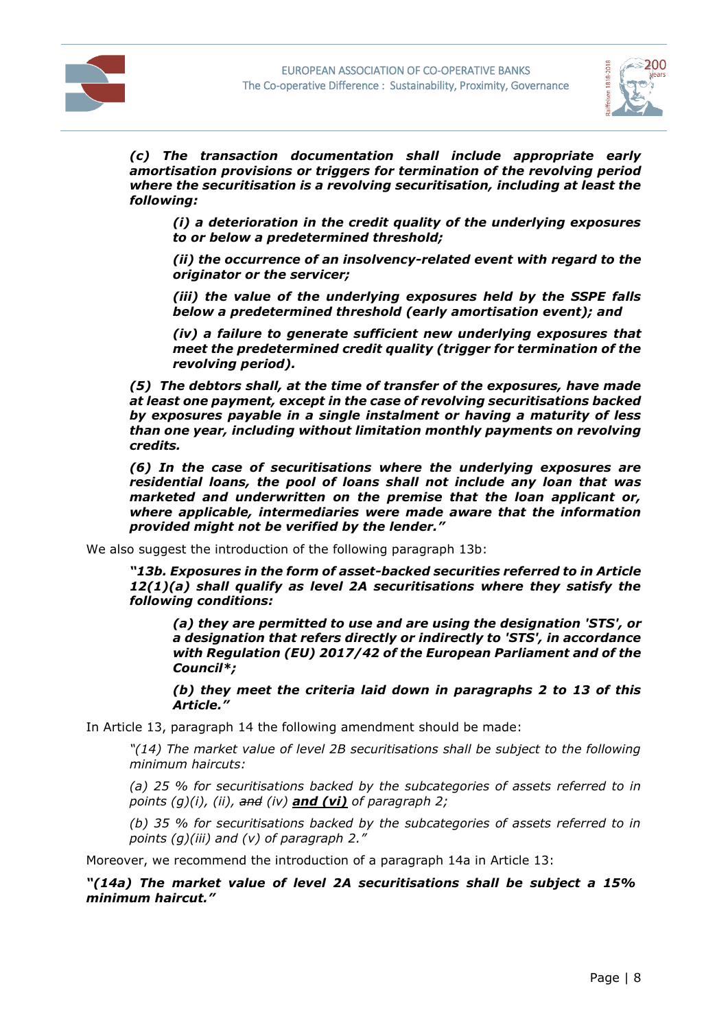***(c) The transaction documentation shall include appropriate early amortisation provisions or triggers for termination of the revolving period where the securitisation is a revolving securitisation, including at least the following:***

> ***(i) a deterioration in the credit quality of the underlying exposures to or below a predetermined threshold;***
>
> ***(ii) the occurrence of an insolvency-related event with regard to the originator or the servicer;***
>
> ***(iii) the value of the underlying exposures held by the SSPE falls below a predetermined threshold (early amortisation event); and***
>
> ***(iv) a failure to generate sufficient new underlying exposures that meet the predetermined credit quality (trigger for termination of the revolving period).***

***(5) The debtors shall, at the time of transfer of the exposures, have made at least one payment, except in the case of revolving securitisations backed by exposures payable in a single instalment or having a maturity of less than one year, including without limitation monthly payments on revolving credits.***

***(6) In the case of securitisations where the underlying exposures are residential loans, the pool of loans shall not include any loan that was marketed and underwritten on the premise that the loan applicant or, where applicable, intermediaries were made aware that the information provided might not be verified by the lender."***

We also suggest the introduction of the following paragraph 13b:

***"13b. Exposures in the form of asset-backed securities referred to in Article 12(1)(a) shall qualify as level 2A securitisations where they satisfy the following conditions:***

> ***(a) they are permitted to use and are using the designation 'STS', or a designation that refers directly or indirectly to 'STS', in accordance with Regulation (EU) 2017/42 of the European Parliament and of the Council*;***
>
> ***(b) they meet the criteria laid down in paragraphs 2 to 13 of this Article."***

In Article 13, paragraph 14 the following amendment should be made:

*"(14) The market value of level 2B securitisations shall be subject to the following minimum haircuts:*

*(a) 25 % for securitisations backed by the subcategories of assets referred to in points (g)(i), (ii), ~~and~~ (iv)* ***and (vi)*** *of paragraph 2;*

*(b) 35 % for securitisations backed by the subcategories of assets referred to in points (g)(iii) and (v) of paragraph 2."*

Moreover, we recommend the introduction of a paragraph 14a in Article 13:

***"(14a) The market value of level 2A securitisations shall be subject a 15% minimum haircut."***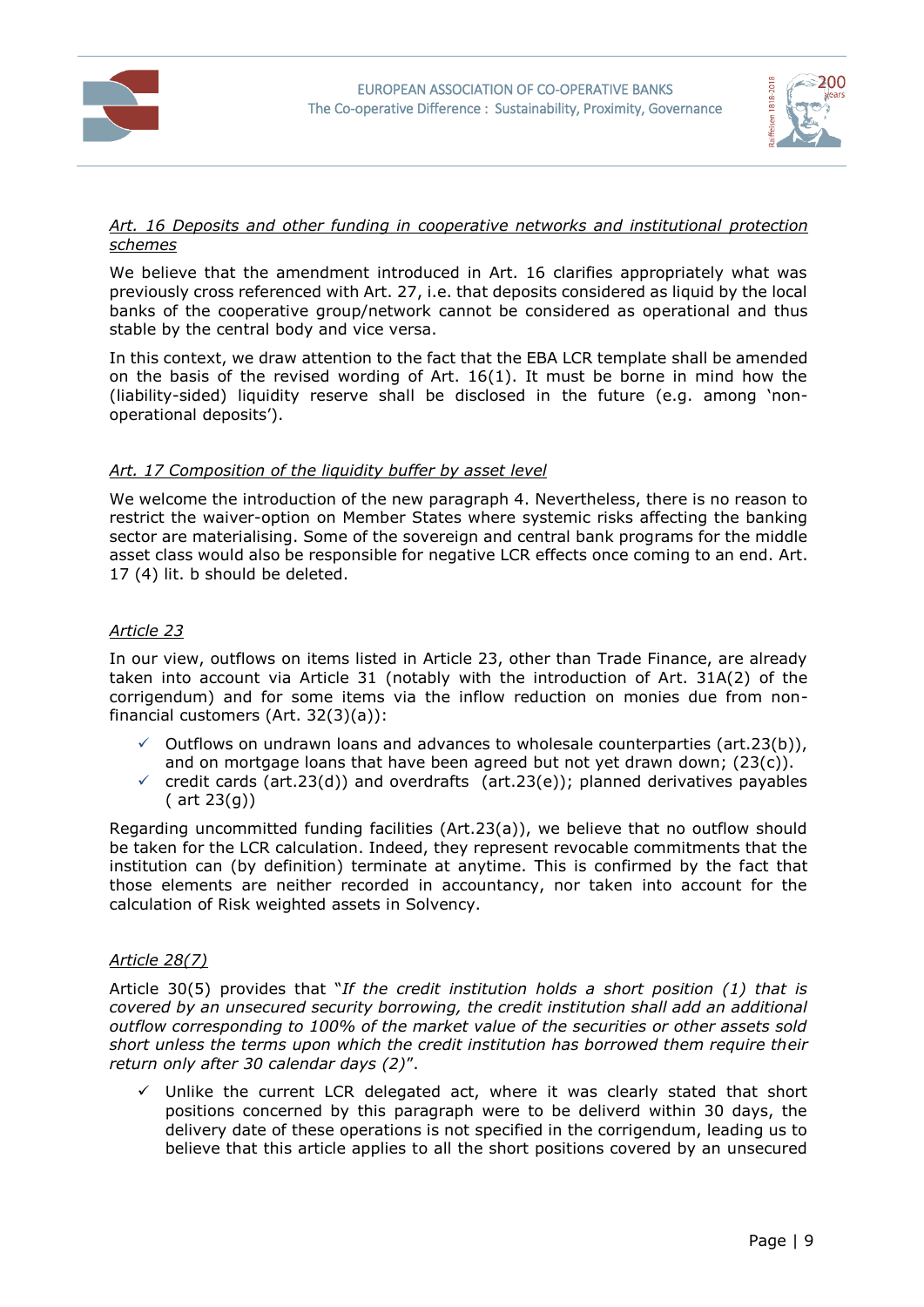*Art. 16 Deposits and other funding in cooperative networks and institutional protection schemes*

We believe that the amendment introduced in Art. 16 clarifies appropriately what was previously cross referenced with Art. 27, i.e. that deposits considered as liquid by the local banks of the cooperative group/network cannot be considered as operational and thus stable by the central body and vice versa.

In this context, we draw attention to the fact that the EBA LCR template shall be amended on the basis of the revised wording of Art. 16(1). It must be borne in mind how the (liability-sided) liquidity reserve shall be disclosed in the future (e.g. among 'non-operational deposits').

*Art. 17 Composition of the liquidity buffer by asset level*

We welcome the introduction of the new paragraph 4. Nevertheless, there is no reason to restrict the waiver-option on Member States where systemic risks affecting the banking sector are materialising. Some of the sovereign and central bank programs for the middle asset class would also be responsible for negative LCR effects once coming to an end. Art. 17 (4) lit. b should be deleted.

*Article 23*

In our view, outflows on items listed in Article 23, other than Trade Finance, are already taken into account via Article 31 (notably with the introduction of Art. 31A(2) of the corrigendum) and for some items via the inflow reduction on monies due from non-financial customers (Art. 32(3)(a)):

- ✓ Outflows on undrawn loans and advances to wholesale counterparties (art.23(b)), and on mortgage loans that have been agreed but not yet drawn down; (23(c)).
- ✓ credit cards (art.23(d)) and overdrafts (art.23(e)); planned derivatives payables ( art 23(g))

Regarding uncommitted funding facilities (Art.23(a)), we believe that no outflow should be taken for the LCR calculation. Indeed, they represent revocable commitments that the institution can (by definition) terminate at anytime. This is confirmed by the fact that those elements are neither recorded in accountancy, nor taken into account for the calculation of Risk weighted assets in Solvency.

*Article 28(7)*

Article 30(5) provides that "*If the credit institution holds a short position (1) that is covered by an unsecured security borrowing, the credit institution shall add an additional outflow corresponding to 100% of the market value of the securities or other assets sold short unless the terms upon which the credit institution has borrowed them require their return only after 30 calendar days (2)*".

- ✓ Unlike the current LCR delegated act, where it was clearly stated that short positions concerned by this paragraph were to be deliverd within 30 days, the delivery date of these operations is not specified in the corrigendum, leading us to believe that this article applies to all the short positions covered by an unsecured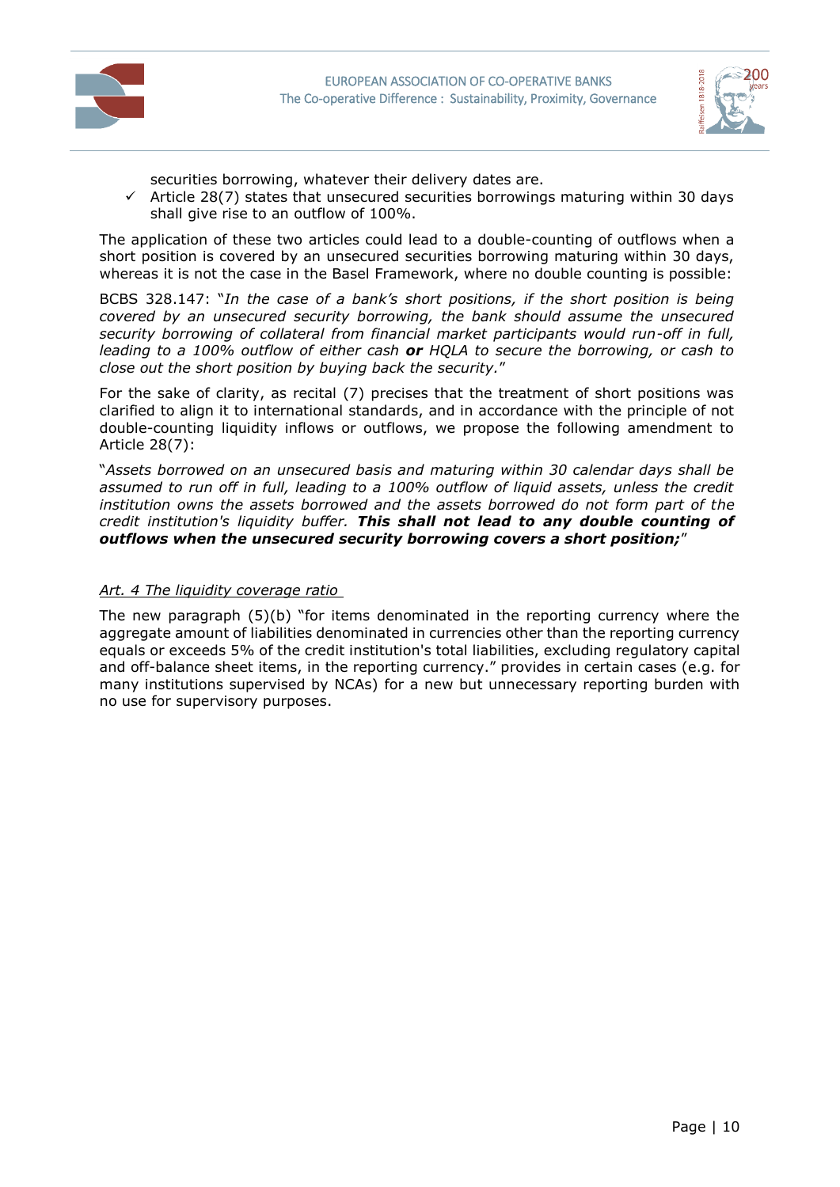securities borrowing, whatever their delivery dates are.

- ✓ Article 28(7) states that unsecured securities borrowings maturing within 30 days shall give rise to an outflow of 100%.

The application of these two articles could lead to a double-counting of outflows when a short position is covered by an unsecured securities borrowing maturing within 30 days, whereas it is not the case in the Basel Framework, where no double counting is possible:

BCBS 328.147: "*In the case of a bank's short positions, if the short position is being covered by an unsecured security borrowing, the bank should assume the unsecured security borrowing of collateral from financial market participants would run-off in full, leading to a 100% outflow of either cash **or** HQLA to secure the borrowing, or cash to close out the short position by buying back the security.*"

For the sake of clarity, as recital (7) precises that the treatment of short positions was clarified to align it to international standards, and in accordance with the principle of not double-counting liquidity inflows or outflows, we propose the following amendment to Article 28(7):

"*Assets borrowed on an unsecured basis and maturing within 30 calendar days shall be assumed to run off in full, leading to a 100% outflow of liquid assets, unless the credit institution owns the assets borrowed and the assets borrowed do not form part of the credit institution's liquidity buffer. **This shall not lead to any double counting of outflows when the unsecured security borrowing covers a short position;***"

*Art. 4 The liquidity coverage ratio*

The new paragraph (5)(b) "for items denominated in the reporting currency where the aggregate amount of liabilities denominated in currencies other than the reporting currency equals or exceeds 5% of the credit institution's total liabilities, excluding regulatory capital and off-balance sheet items, in the reporting currency." provides in certain cases (e.g. for many institutions supervised by NCAs) for a new but unnecessary reporting burden with no use for supervisory purposes.